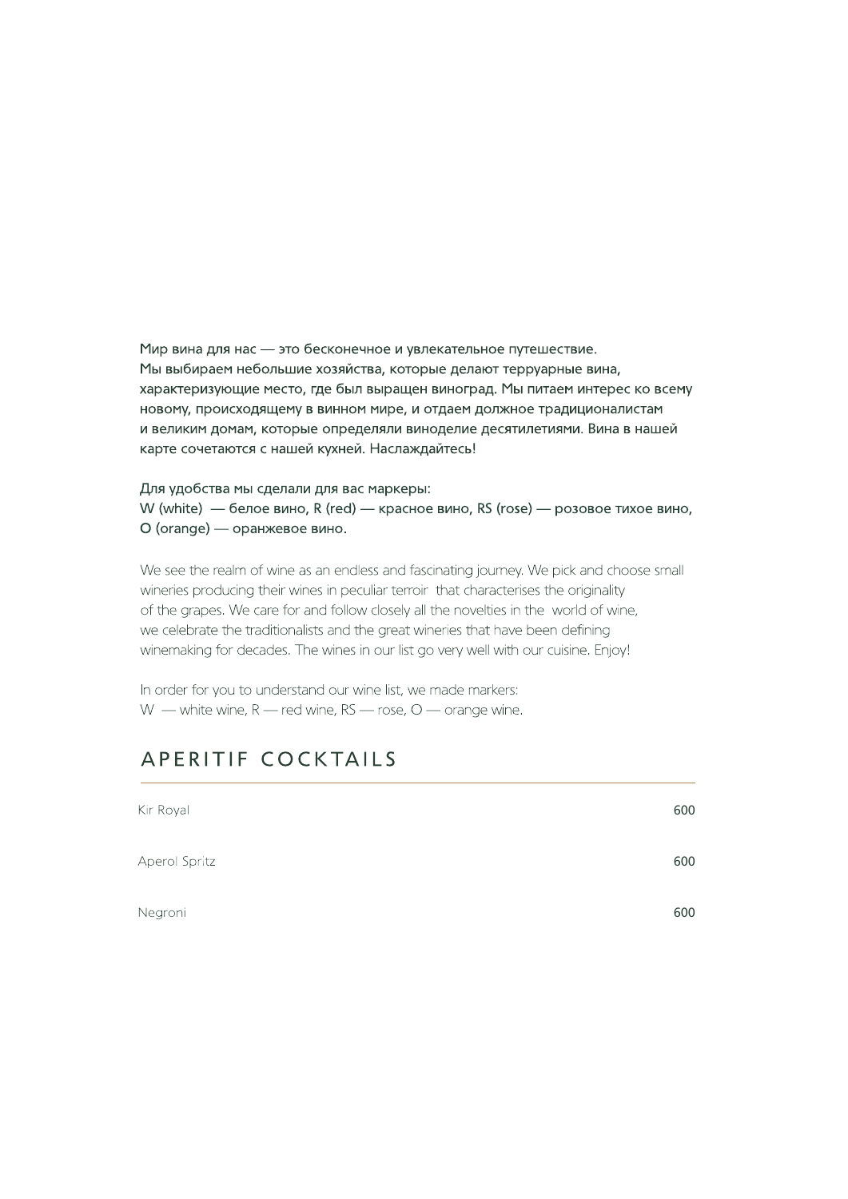Мир вина для нас — это бесконечное и увлекательное путешествие. Мы выбираем небольшие хозяйства, которые делают терруарные вина, характеризующие место, где был выращен виноград. Мы питаем интерес ко всему новому, происходящему в винном мире, и отдаем должное традиционалистам и великим домам, которые определяли виноделие десятилетиями. Вина в нашей карте сочетаются с нашей кухней. Наслаждайтесь!

Для удобства мы сделали для вас маркеры:
W (white) — белое вино, R (red) — красное вино, RS (rose) — розовое тихое вино, O (orange) — оранжевое вино.

We see the realm of wine as an endless and fascinating journey. We pick and choose small wineries producing their wines in peculiar terroir that characterises the originality of the grapes. We care for and follow closely all the novelties in the world of wine, we celebrate the traditionalists and the great wineries that have been defining winemaking for decades. The wines in our list go very well with our cuisine. Enjoy!

In order for you to understand our wine list, we made markers:
W — white wine, R — red wine, RS — rose, O — orange wine.

## APERITIF COCKTAILS

| | |
|---|---|
| Kir Royal | 600 |
| Aperol Spritz | 600 |
| Negroni | 600 |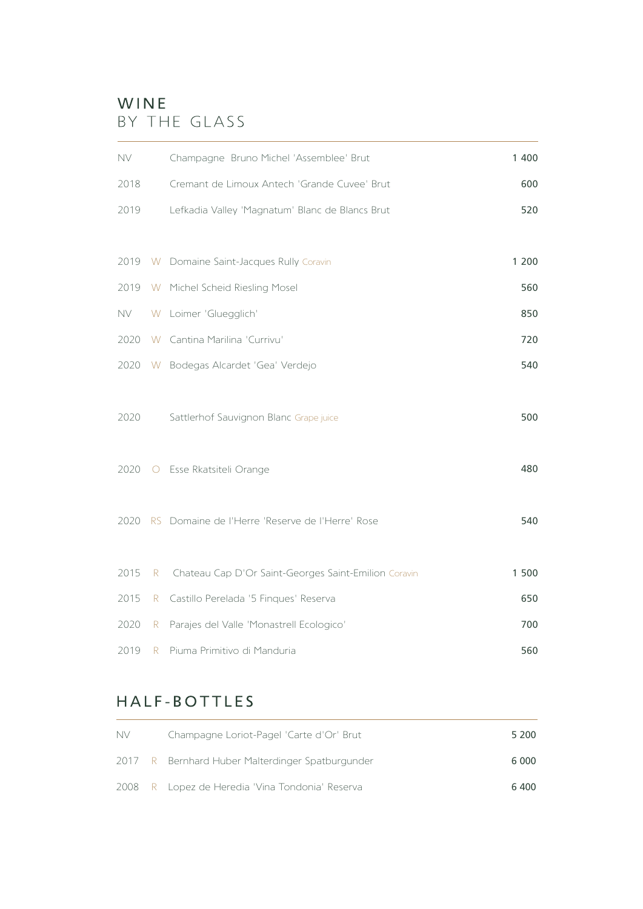# WINE
## BY THE GLASS

| | | | |
|---|---|---|---|
| NV | | Champagne Bruno Michel 'Assemblee' Brut | 1 400 |
| 2018 | | Cremant de Limoux Antech 'Grande Cuvee' Brut | 600 |
| 2019 | | Lefkadia Valley 'Magnatum' Blanc de Blancs Brut | 520 |
| 2019 | W | Domaine Saint-Jacques Rully Coravin | 1 200 |
| 2019 | W | Michel Scheid Riesling Mosel | 560 |
| NV | W | Loimer 'Gluegglich' | 850 |
| 2020 | W | Cantina Marilina 'Currivu' | 720 |
| 2020 | W | Bodegas Alcardet 'Gea' Verdejo | 540 |
| 2020 | | Sattlerhof Sauvignon Blanc Grape juice | 500 |
| 2020 | O | Esse Rkatsiteli Orange | 480 |
| 2020 | RS | Domaine de l'Herre 'Reserve de l'Herre' Rose | 540 |
| 2015 | R | Chateau Cap D'Or Saint-Georges Saint-Emilion Coravin | 1 500 |
| 2015 | R | Castillo Perelada '5 Finques' Reserva | 650 |
| 2020 | R | Parajes del Valle 'Monastrell Ecologico' | 700 |
| 2019 | R | Piuma Primitivo di Manduria | 560 |

## HALF-BOTTLES

| | | | |
|---|---|---|---|
| NV | | Champagne Loriot-Pagel 'Carte d'Or' Brut | 5 200 |
| 2017 | R | Bernhard Huber Malterdinger Spatburgunder | 6 000 |
| 2008 | R | Lopez de Heredia 'Vina Tondonia' Reserva | 6 400 |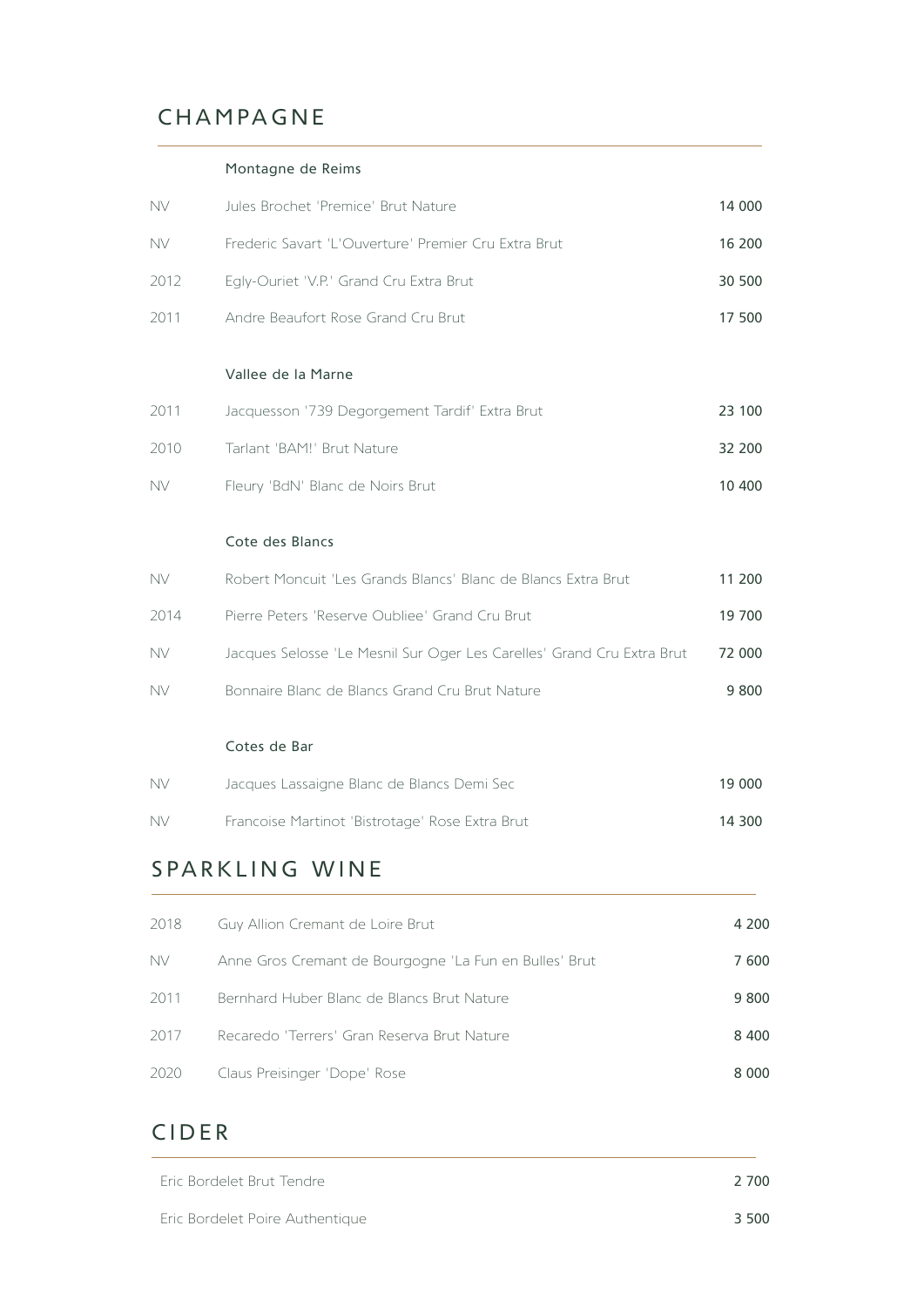## CHAMPAGNE

### Montagne de Reims

| | | |
|---|---|---|
| NV | Jules Brochet 'Premice' Brut Nature | 14 000 |
| NV | Frederic Savart 'L'Ouverture' Premier Cru Extra Brut | 16 200 |
| 2012 | Egly-Ouriet 'V.P.' Grand Cru Extra Brut | 30 500 |
| 2011 | Andre Beaufort Rose Grand Cru Brut | 17 500 |

### Vallee de la Marne

| | | |
|---|---|---|
| 2011 | Jacquesson '739 Degorgement Tardif' Extra Brut | 23 100 |
| 2010 | Tarlant 'BAM!' Brut Nature | 32 200 |
| NV | Fleury 'BdN' Blanc de Noirs Brut | 10 400 |

### Cote des Blancs

| | | |
|---|---|---|
| NV | Robert Moncuit 'Les Grands Blancs' Blanc de Blancs Extra Brut | 11 200 |
| 2014 | Pierre Peters 'Reserve Oubliee' Grand Cru Brut | 19 700 |
| NV | Jacques Selosse 'Le Mesnil Sur Oger Les Carelles' Grand Cru Extra Brut | 72 000 |
| NV | Bonnaire Blanc de Blancs Grand Cru Brut Nature | 9 800 |

### Cotes de Bar

| | | |
|---|---|---|
| NV | Jacques Lassaigne Blanc de Blancs Demi Sec | 19 000 |
| NV | Francoise Martinot 'Bistrotage' Rose Extra Brut | 14 300 |

## SPARKLING WINE

| | | |
|---|---|---|
| 2018 | Guy Allion Cremant de Loire Brut | 4 200 |
| NV | Anne Gros Cremant de Bourgogne 'La Fun en Bulles' Brut | 7 600 |
| 2011 | Bernhard Huber Blanc de Blancs Brut Nature | 9 800 |
| 2017 | Recaredo 'Terrers' Gran Reserva Brut Nature | 8 400 |
| 2020 | Claus Preisinger 'Dope' Rose | 8 000 |

## CIDER

| | |
|---|---|
| Eric Bordelet Brut Tendre | 2 700 |
| Eric Bordelet Poire Authentique | 3 500 |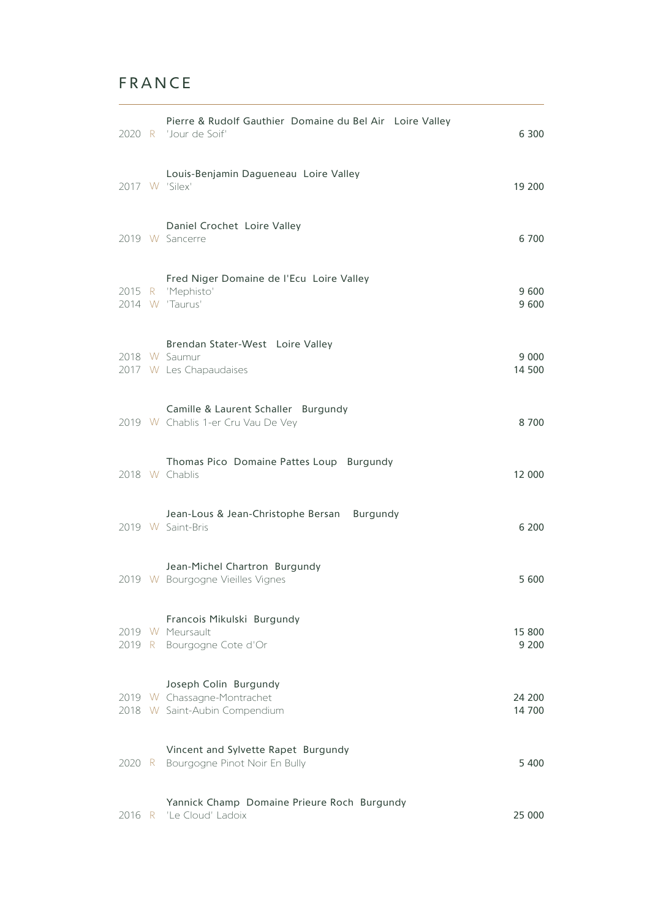# FRANCE

| Year | Type | Wine | Price |
|---|---|---|---|
| | | **Pierre & Rudolf Gauthier Domaine du Bel Air Loire Valley** | |
| 2020 | R | 'Jour de Soif' | 6 300 |
| | | **Louis-Benjamin Dagueneau Loire Valley** | |
| 2017 | W | 'Silex' | 19 200 |
| | | **Daniel Crochet Loire Valley** | |
| 2019 | W | Sancerre | 6 700 |
| | | **Fred Niger Domaine de l'Ecu Loire Valley** | |
| 2015 | R | 'Mephisto' | 9 600 |
| 2014 | W | 'Taurus' | 9 600 |
| | | **Brendan Stater-West Loire Valley** | |
| 2018 | W | Saumur | 9 000 |
| 2017 | W | Les Chapaudaises | 14 500 |
| | | **Camille & Laurent Schaller Burgundy** | |
| 2019 | W | Chablis 1-er Cru Vau De Vey | 8 700 |
| | | **Thomas Pico Domaine Pattes Loup Burgundy** | |
| 2018 | W | Chablis | 12 000 |
| | | **Jean-Lous & Jean-Christophe Bersan Burgundy** | |
| 2019 | W | Saint-Bris | 6 200 |
| | | **Jean-Michel Chartron Burgundy** | |
| 2019 | W | Bourgogne Vieilles Vignes | 5 600 |
| | | **Francois Mikulski Burgundy** | |
| 2019 | W | Meursault | 15 800 |
| 2019 | R | Bourgogne Cote d'Or | 9 200 |
| | | **Joseph Colin Burgundy** | |
| 2019 | W | Chassagne-Montrachet | 24 200 |
| 2018 | W | Saint-Aubin Compendium | 14 700 |
| | | **Vincent and Sylvette Rapet Burgundy** | |
| 2020 | R | Bourgogne Pinot Noir En Bully | 5 400 |
| | | **Yannick Champ Domaine Prieure Roch Burgundy** | |
| 2016 | R | 'Le Cloud' Ladoix | 25 000 |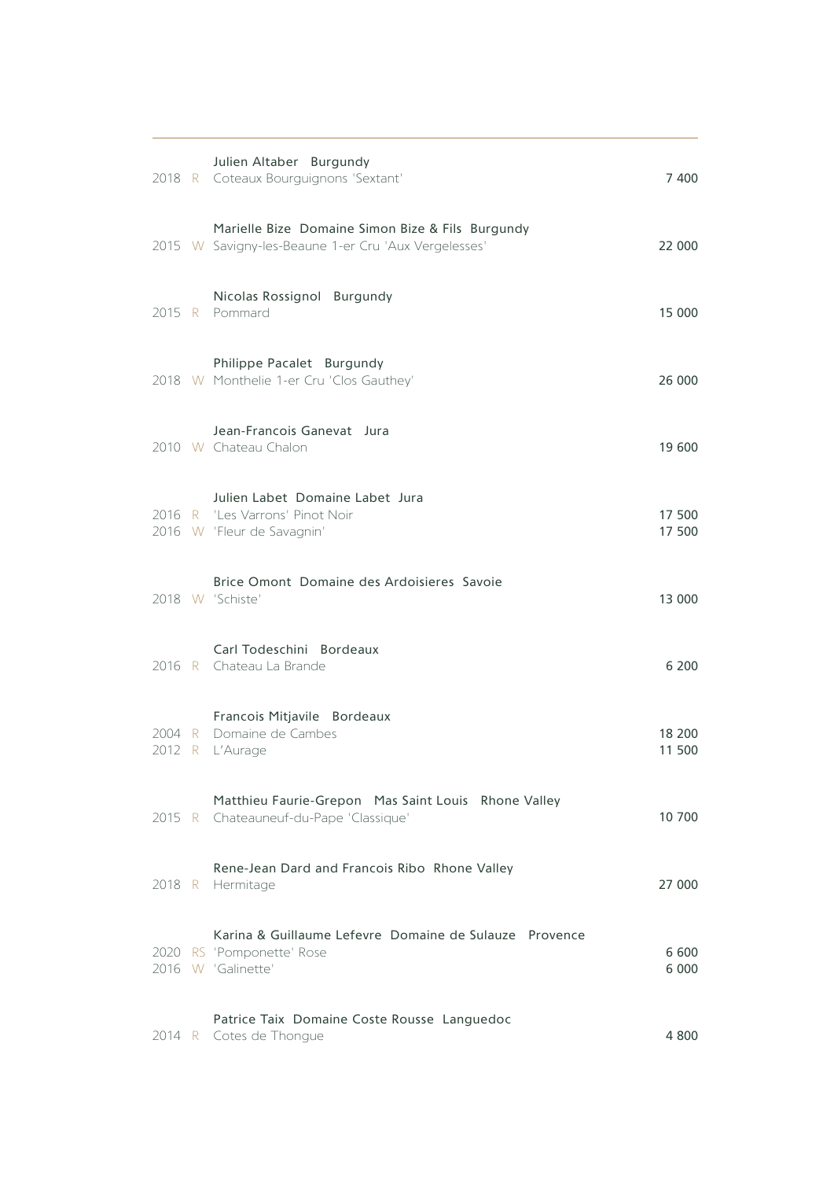| | | | |
|---|---|---|---|
| | | **Julien Altaber Burgundy** | |
| 2018 | R | Coteaux Bourguignons 'Sextant' | 7 400 |
| | | **Marielle Bize Domaine Simon Bize & Fils Burgundy** | |
| 2015 | W | Savigny-les-Beaune 1-er Cru 'Aux Vergelesses' | 22 000 |
| | | **Nicolas Rossignol Burgundy** | |
| 2015 | R | Pommard | 15 000 |
| | | **Philippe Pacalet Burgundy** | |
| 2018 | W | Monthelie 1-er Cru 'Clos Gauthey' | 26 000 |
| | | **Jean-Francois Ganevat Jura** | |
| 2010 | W | Chateau Chalon | 19 600 |
| | | **Julien Labet Domaine Labet Jura** | |
| 2016 | R | 'Les Varrons' Pinot Noir | 17 500 |
| 2016 | W | 'Fleur de Savagnin' | 17 500 |
| | | **Brice Omont Domaine des Ardoisieres Savoie** | |
| 2018 | W | 'Schiste' | 13 000 |
| | | **Carl Todeschini Bordeaux** | |
| 2016 | R | Chateau La Brande | 6 200 |
| | | **Francois Mitjavile Bordeaux** | |
| 2004 | R | Domaine de Cambes | 18 200 |
| 2012 | R | L'Aurage | 11 500 |
| | | **Matthieu Faurie-Grepon Mas Saint Louis Rhone Valley** | |
| 2015 | R | Chateauneuf-du-Pape 'Classique' | 10 700 |
| | | **Rene-Jean Dard and Francois Ribo Rhone Valley** | |
| 2018 | R | Hermitage | 27 000 |
| | | **Karina & Guillaume Lefevre Domaine de Sulauze Provence** | |
| 2020 | RS | 'Pomponette' Rose | 6 600 |
| 2016 | W | 'Galinette' | 6 000 |
| | | **Patrice Taix Domaine Coste Rousse Languedoc** | |
| 2014 | R | Cotes de Thongue | 4 800 |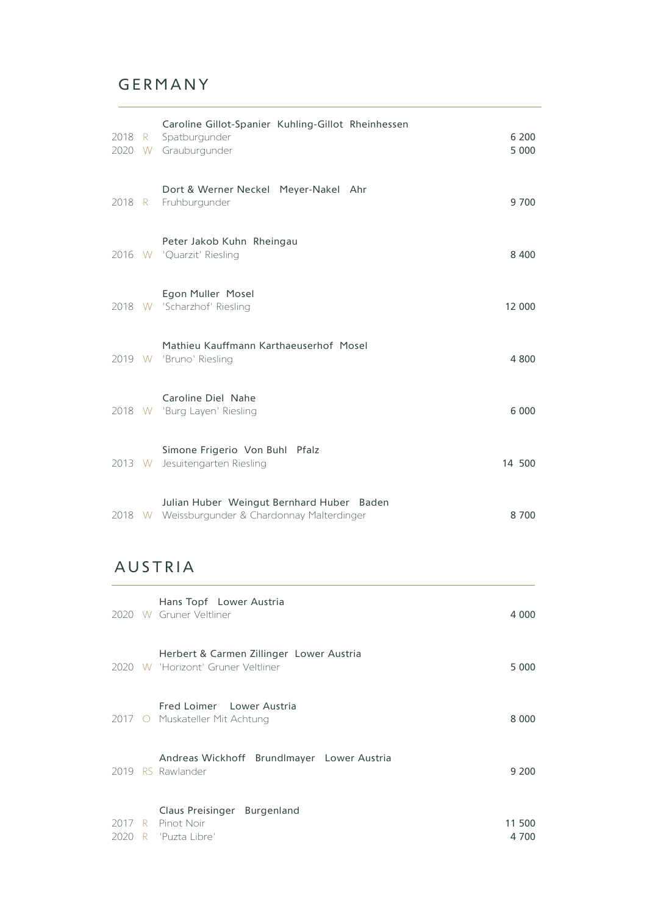## GERMANY

Caroline Gillot-Spanier Kuhling-Gillot Rheinhessen

2018 R Spatburgunder 6 200

2020 W Grauburgunder 5 000

Dort & Werner Neckel Meyer-Nakel Ahr

2018 R Fruhburgunder 9 700

Peter Jakob Kuhn Rheingau

2016 W 'Quarzit' Riesling 8 400

Egon Muller Mosel

2018 W 'Scharzhof' Riesling 12 000

Mathieu Kauffmann Karthaeuserhof Mosel

2019 W 'Bruno' Riesling 4 800

Caroline Diel Nahe

2018 W 'Burg Layen' Riesling 6 000

Simone Frigerio Von Buhl Pfalz

2013 W Jesuitengarten Riesling 14 500

Julian Huber Weingut Bernhard Huber Baden

2018 W Weissburgunder & Chardonnay Malterdinger 8 700

## AUSTRIA

Hans Topf Lower Austria

2020 W Gruner Veltliner 4 000

Herbert & Carmen Zillinger Lower Austria

2020 W 'Horizont' Gruner Veltliner 5 000

Fred Loimer Lower Austria

2017 O Muskateller Mit Achtung 8 000

Andreas Wickhoff Brundlmayer Lower Austria

2019 RS Rawlander 9 200

Claus Preisinger Burgenland

2017 R Pinot Noir 11 500

2020 R 'Puzta Libre' 4 700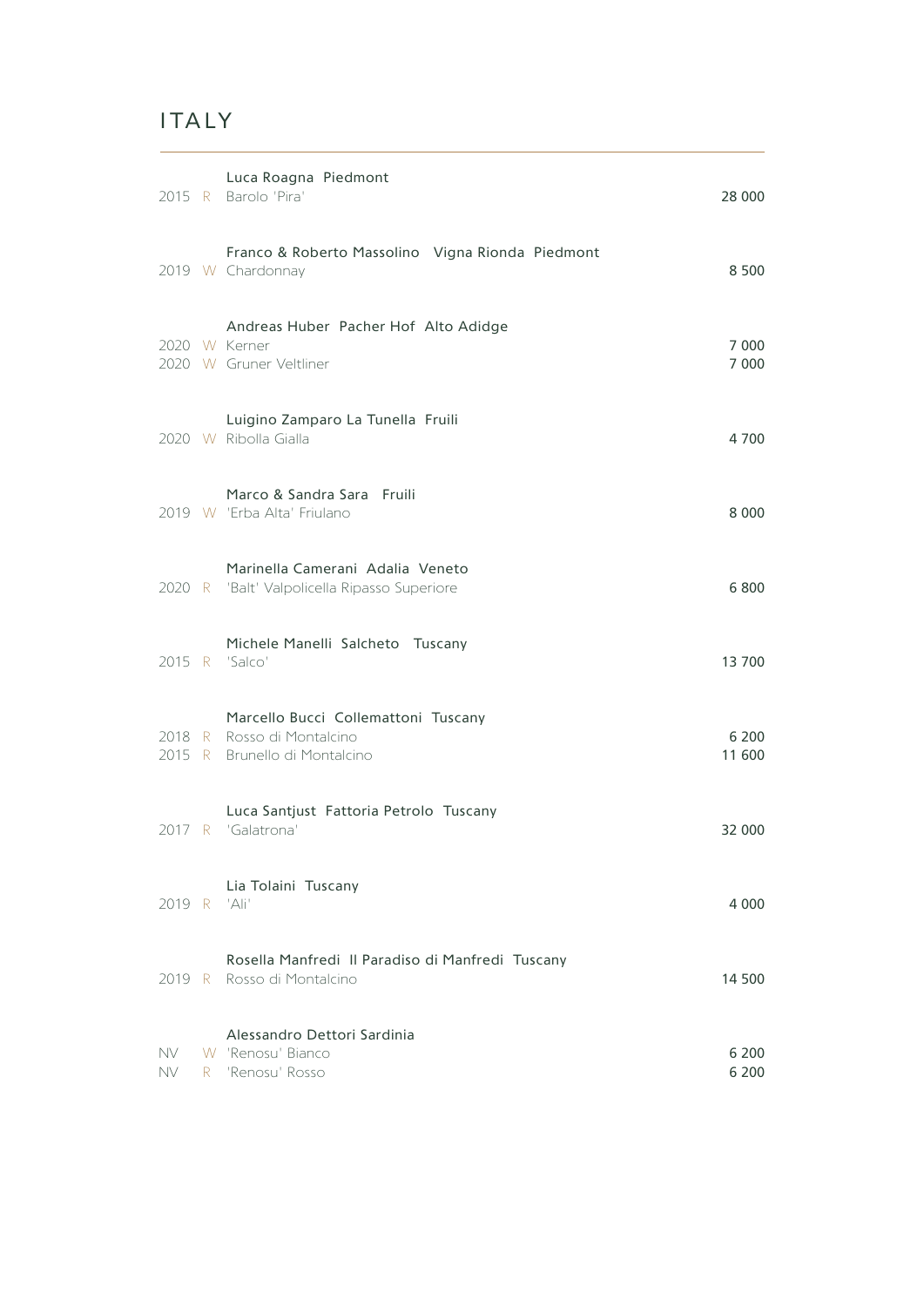# ITALY

| | | | |
|---|---|---|---|
| | | **Luca Roagna Piedmont** | |
| 2015 | R | Barolo 'Pira' | 28 000 |
| | | **Franco & Roberto Massolino Vigna Rionda Piedmont** | |
| 2019 | W | Chardonnay | 8 500 |
| | | **Andreas Huber Pacher Hof Alto Adidge** | |
| 2020 | W | Kerner | 7 000 |
| 2020 | W | Gruner Veltliner | 7 000 |
| | | **Luigino Zamparo La Tunella Fruili** | |
| 2020 | W | Ribolla Gialla | 4 700 |
| | | **Marco & Sandra Sara Fruili** | |
| 2019 | W | 'Erba Alta' Friulano | 8 000 |
| | | **Marinella Camerani Adalia Veneto** | |
| 2020 | R | 'Balt' Valpolicella Ripasso Superiore | 6 800 |
| | | **Michele Manelli Salcheto Tuscany** | |
| 2015 | R | 'Salco' | 13 700 |
| | | **Marcello Bucci Collemattoni Tuscany** | |
| 2018 | R | Rosso di Montalcino | 6 200 |
| 2015 | R | Brunello di Montalcino | 11 600 |
| | | **Luca Santjust Fattoria Petrolo Tuscany** | |
| 2017 | R | 'Galatrona' | 32 000 |
| | | **Lia Tolaini Tuscany** | |
| 2019 | R | 'Ali' | 4 000 |
| | | **Rosella Manfredi Il Paradiso di Manfredi Tuscany** | |
| 2019 | R | Rosso di Montalcino | 14 500 |
| | | **Alessandro Dettori Sardinia** | |
| NV | W | 'Renosu' Bianco | 6 200 |
| NV | R | 'Renosu' Rosso | 6 200 |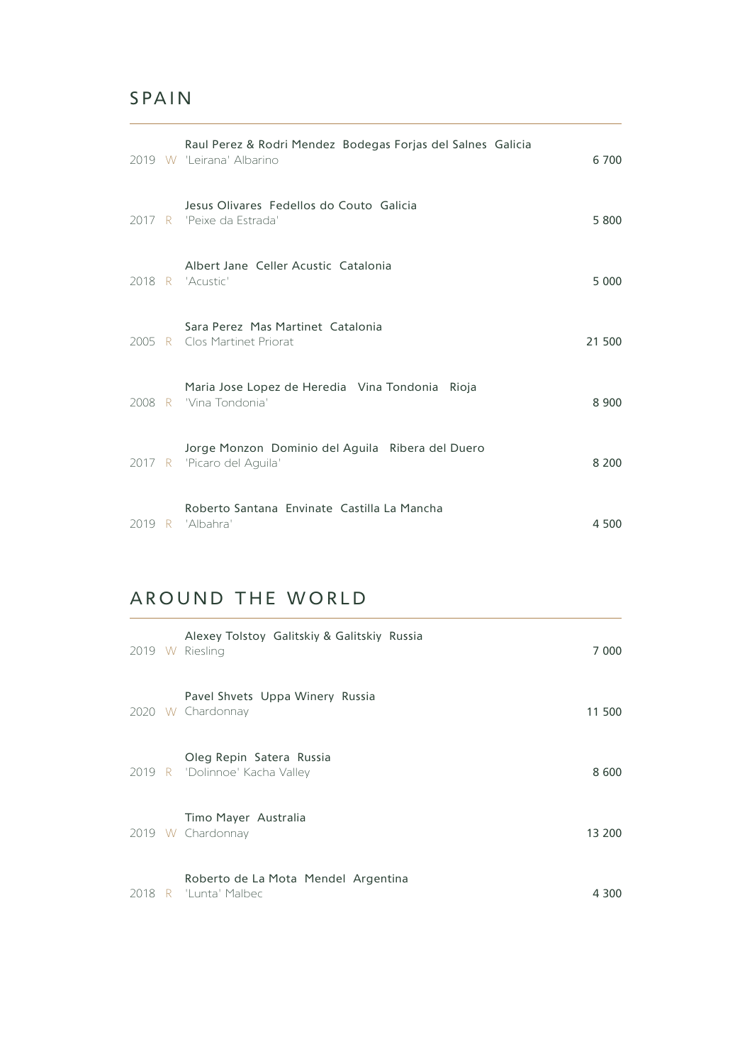## SPAIN

| | | | |
|---|---|---|---|
| | | Raul Perez & Rodri Mendez  Bodegas Forjas del Salnes  Galicia | |
| 2019 | W | 'Leirana' Albarino | 6 700 |
| | | Jesus Olivares  Fedellos do Couto  Galicia | |
| 2017 | R | 'Peixe da Estrada' | 5 800 |
| | | Albert Jane  Celler Acustic  Catalonia | |
| 2018 | R | 'Acustic' | 5 000 |
| | | Sara Perez  Mas Martinet  Catalonia | |
| 2005 | R | Clos Martinet Priorat | 21 500 |
| | | Maria Jose Lopez de Heredia  Vina Tondonia  Rioja | |
| 2008 | R | 'Vina Tondonia' | 8 900 |
| | | Jorge Monzon  Dominio del Aguila  Ribera del Duero | |
| 2017 | R | 'Picaro del Aguila' | 8 200 |
| | | Roberto Santana  Envinate  Castilla La Mancha | |
| 2019 | R | 'Albahra' | 4 500 |

## AROUND THE WORLD

| | | | |
|---|---|---|---|
| | | Alexey Tolstoy  Galitskiy & Galitskiy  Russia | |
| 2019 | W | Riesling | 7 000 |
| | | Pavel Shvets  Uppa Winery  Russia | |
| 2020 | W | Chardonnay | 11 500 |
| | | Oleg Repin  Satera  Russia | |
| 2019 | R | 'Dolinnoe' Kacha Valley | 8 600 |
| | | Timo Mayer  Australia | |
| 2019 | W | Chardonnay | 13 200 |
| | | Roberto de La Mota  Mendel  Argentina | |
| 2018 | R | 'Lunta' Malbec | 4 300 |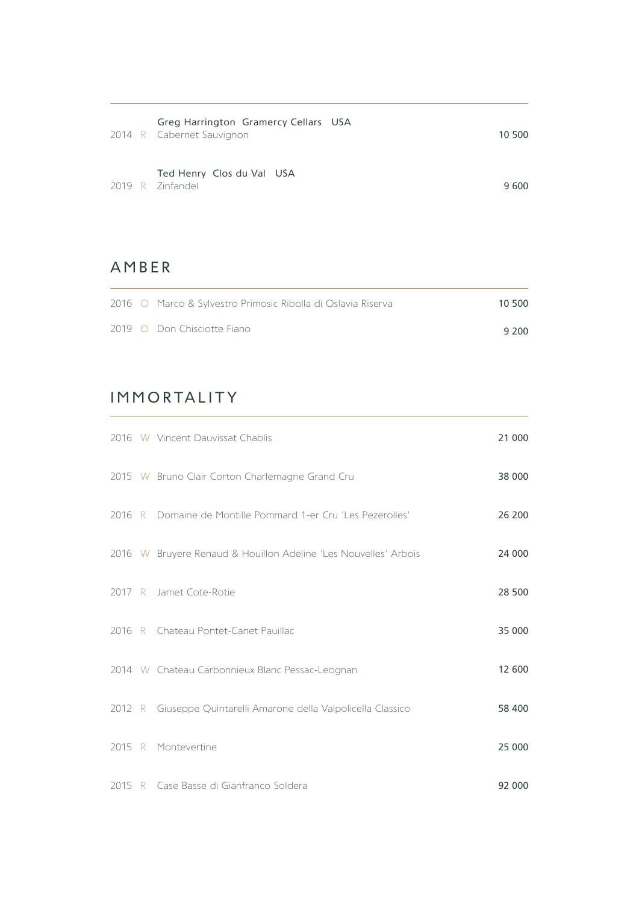| Year | Type | Wine | Price |
|---|---|---|---|
| 2014 | R | Greg Harrington Gramercy Cellars USA<br>Cabernet Sauvignon | 10 500 |
| 2019 | R | Ted Henry Clos du Val USA<br>Zinfandel | 9 600 |

## AMBER

| Year | Type | Wine | Price |
|---|---|---|---|
| 2016 | O | Marco & Sylvestro Primosic Ribolla di Oslavia Riserva | 10 500 |
| 2019 | O | Don Chisciotte Fiano | 9 200 |

## IMMORTALITY

| Year | Type | Wine | Price |
|---|---|---|---|
| 2016 | W | Vincent Dauvissat Chablis | 21 000 |
| 2015 | W | Bruno Clair Corton Charlemagne Grand Cru | 38 000 |
| 2016 | R | Domaine de Montille Pommard 1-er Cru 'Les Pezerolles' | 26 200 |
| 2016 | W | Bruyere Renaud & Houillon Adeline 'Les Nouvelles' Arbois | 24 000 |
| 2017 | R | Jamet Cote-Rotie | 28 500 |
| 2016 | R | Chateau Pontet-Canet Pauillac | 35 000 |
| 2014 | W | Chateau Carbonnieux Blanc Pessac-Leognan | 12 600 |
| 2012 | R | Giuseppe Quintarelli Amarone della Valpolicella Classico | 58 400 |
| 2015 | R | Montevertine | 25 000 |
| 2015 | R | Case Basse di Gianfranco Soldera | 92 000 |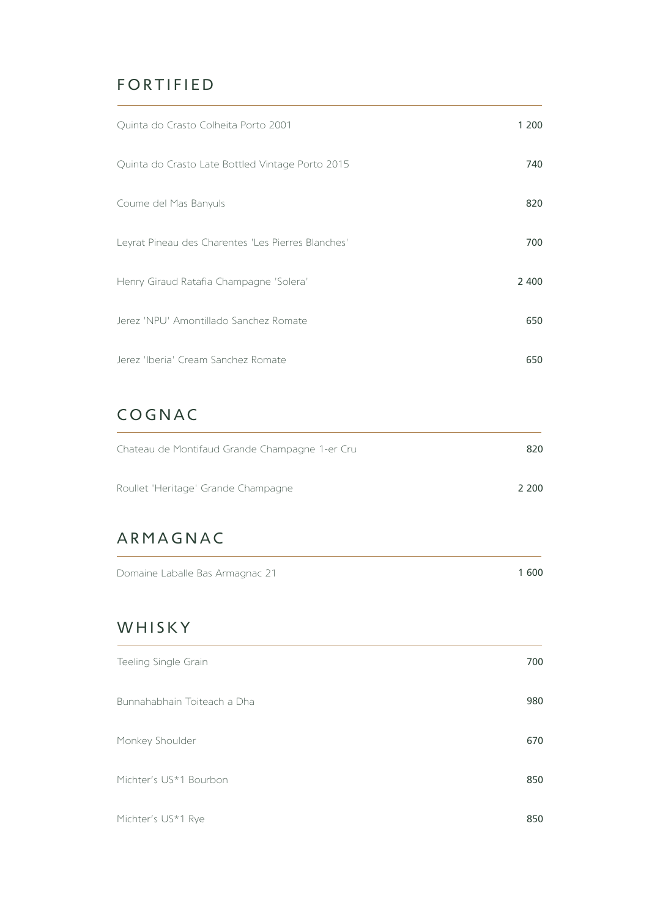## FORTIFIED

| | |
|---|---|
| Quinta do Crasto Colheita Porto 2001 | 1 200 |
| Quinta do Crasto Late Bottled Vintage Porto 2015 | 740 |
| Coume del Mas Banyuls | 820 |
| Leyrat Pineau des Charentes 'Les Pierres Blanches' | 700 |
| Henry Giraud Ratafia Champagne 'Solera' | 2 400 |
| Jerez 'NPU' Amontillado Sanchez Romate | 650 |
| Jerez 'Iberia' Cream Sanchez Romate | 650 |

## COGNAC

| | |
|---|---|
| Chateau de Montifaud Grande Champagne 1-er Cru | 820 |
| Roullet 'Heritage' Grande Champagne | 2 200 |

## ARMAGNAC

| | |
|---|---|
| Domaine Laballe Bas Armagnac 21 | 1 600 |

## WHISKY

| | |
|---|---|
| Teeling Single Grain | 700 |
| Bunnahabhain Toiteach a Dha | 980 |
| Monkey Shoulder | 670 |
| Michter's US*1 Bourbon | 850 |
| Michter's US*1 Rye | 850 |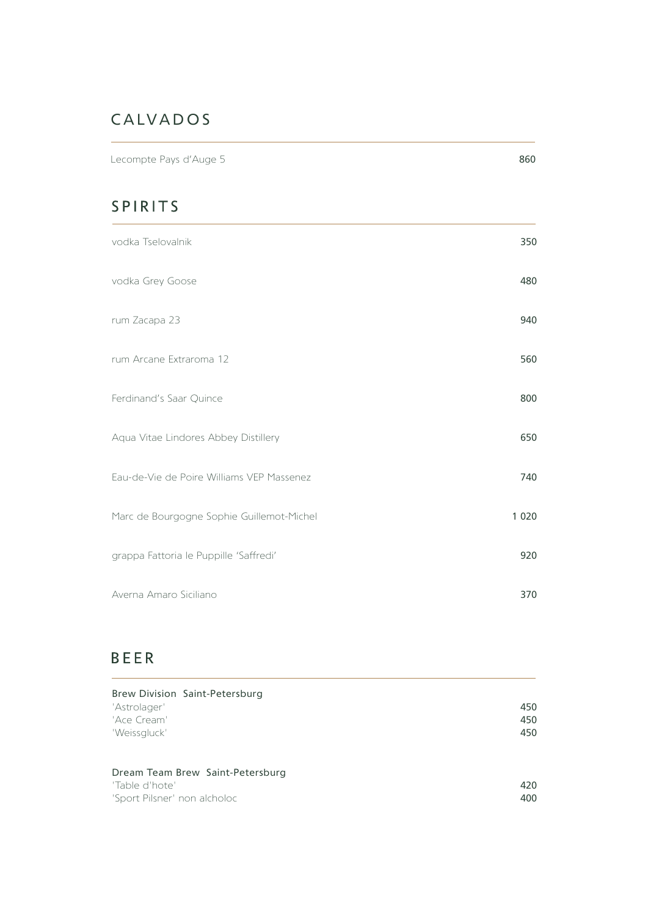# CALVADOS

| | |
|---|---|
| Lecompte Pays d'Auge 5 | 860 |

# SPIRITS

| | |
|---|---|
| vodka Tselovalnik | 350 |
| vodka Grey Goose | 480 |
| rum Zacapa 23 | 940 |
| rum Arcane Extraroma 12 | 560 |
| Ferdinand's Saar Quince | 800 |
| Aqua Vitae Lindores Abbey Distillery | 650 |
| Eau-de-Vie de Poire Williams VEP Massenez | 740 |
| Marc de Bourgogne Sophie Guillemot-Michel | 1 020 |
| grappa Fattoria le Puppille 'Saffredi' | 920 |
| Averna Amaro Siciliano | 370 |

# BEER

| | |
|---|---|
| Brew Division Saint-Petersburg | |
| 'Astrolager' | 450 |
| 'Ace Cream' | 450 |
| 'Weissgluck' | 450 |
| | |
| Dream Team Brew Saint-Petersburg | |
| 'Table d'hote' | 420 |
| 'Sport Pilsner' non alcholoc | 400 |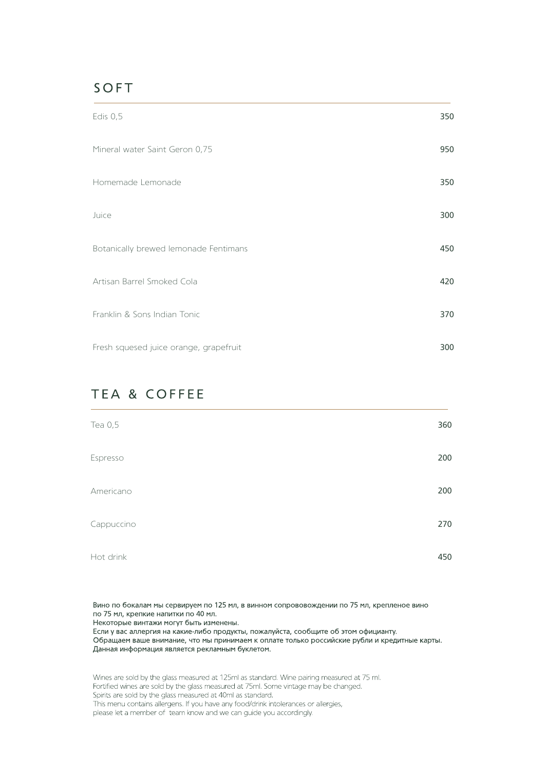## SOFT

| | |
|---|---|
| Edis 0,5 | 350 |
| Mineral water Saint Geron 0,75 | 950 |
| Homemade Lemonade | 350 |
| Juice | 300 |
| Botanically brewed lemonade Fentimans | 450 |
| Artisan Barrel Smoked Cola | 420 |
| Franklin & Sons Indian Tonic | 370 |
| Fresh squesed juice orange, grapefruit | 300 |

## TEA & COFFEE

| | |
|---|---|
| Tea 0,5 | 360 |
| Espresso | 200 |
| Americano | 200 |
| Cappuccino | 270 |
| Hot drink | 450 |

Вино по бокалам мы сервируем по 125 мл, в винном сопрововождении по 75 мл, крепленое вино по 75 мл, крепкие напитки по 40 мл.
Некоторые винтажи могут быть изменены.
Если у вас аллергия на какие-либо продукты, пожалуйста, сообщите об этом официанту.
Обращаем ваше внимание, что мы принимаем к оплате только российские рубли и кредитные карты.
Данная информация является рекламным буклетом.

Wines are sold by the glass measured at 125ml as standard. Wine pairing measured at 75 ml.
Fortified wines are sold by the glass measured at 75ml. Some vintage may be changed.
Spirits are sold by the glass measured at 40ml as standard.
This menu contains allergens. If you have any food/drink intolerances or allergies,
please let a member of team know and we can guide you accordingly.